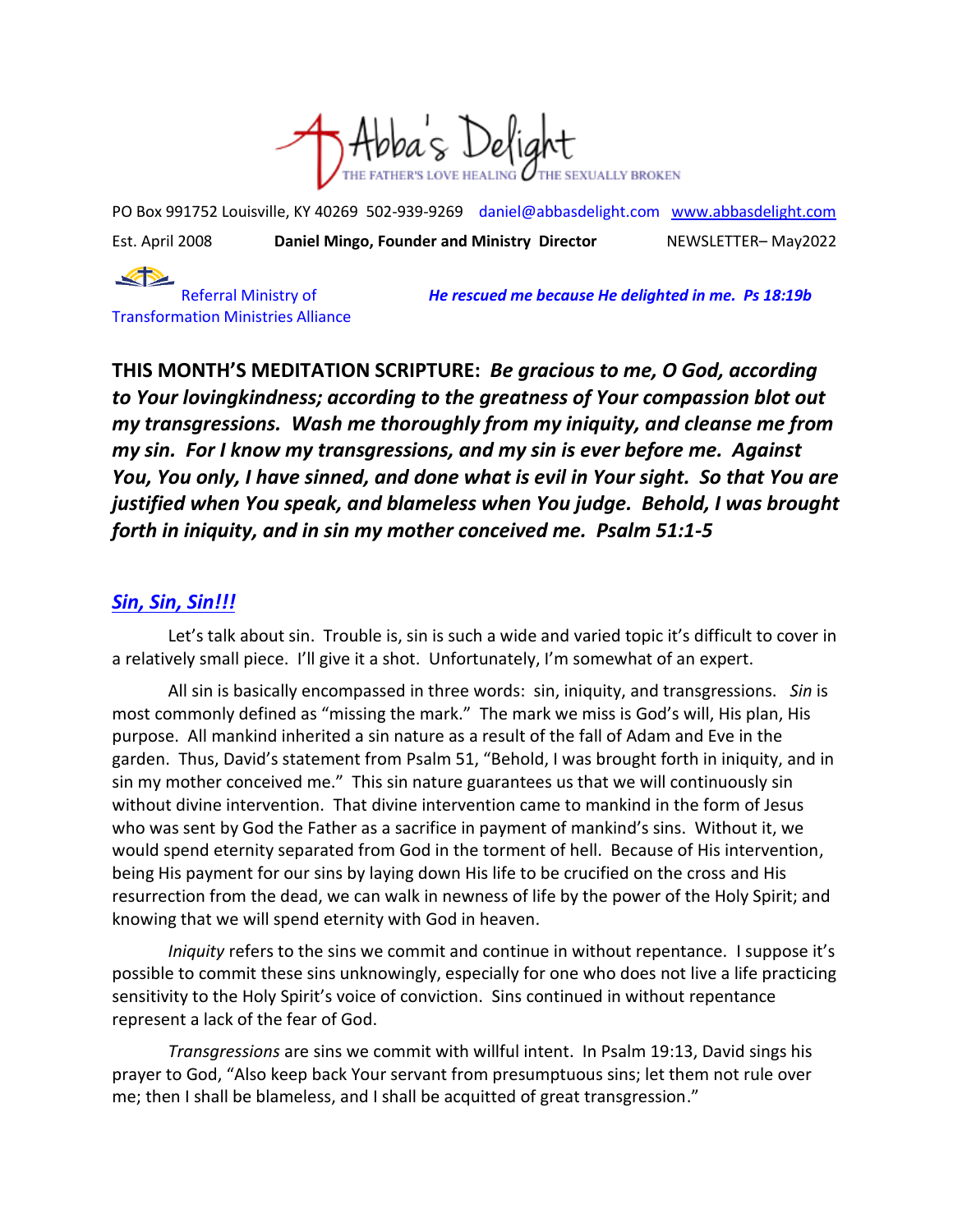# Abba's Delight

THE FATHER'S LOVE HEALING THE SEXUALLY BROKEN

PO Box 991752 Louisville, KY 40269 502-939-9269 daniel@abbasdelight.com www.abbasdelight.com

Est. April 2008 **Daniel Mingo, Founder and Ministry Director** NEWSLETTER– May2022

Referral Ministry of Transformation Ministries Alliance

***He rescued me because He delighted in me. Ps 18:19b***

**THIS MONTH'S MEDITATION SCRIPTURE:** ***Be gracious to me, O God, according to Your lovingkindness; according to the greatness of Your compassion blot out my transgressions. Wash me thoroughly from my iniquity, and cleanse me from my sin. For I know my transgressions, and my sin is ever before me. Against You, You only, I have sinned, and done what is evil in Your sight. So that You are justified when You speak, and blameless when You judge. Behold, I was brought forth in iniquity, and in sin my mother conceived me. Psalm 51:1-5***

## ***Sin, Sin, Sin!!!***

Let's talk about sin. Trouble is, sin is such a wide and varied topic it's difficult to cover in a relatively small piece. I'll give it a shot. Unfortunately, I'm somewhat of an expert.

All sin is basically encompassed in three words: sin, iniquity, and transgressions. *Sin* is most commonly defined as "missing the mark." The mark we miss is God's will, His plan, His purpose. All mankind inherited a sin nature as a result of the fall of Adam and Eve in the garden. Thus, David's statement from Psalm 51, "Behold, I was brought forth in iniquity, and in sin my mother conceived me." This sin nature guarantees us that we will continuously sin without divine intervention. That divine intervention came to mankind in the form of Jesus who was sent by God the Father as a sacrifice in payment of mankind's sins. Without it, we would spend eternity separated from God in the torment of hell. Because of His intervention, being His payment for our sins by laying down His life to be crucified on the cross and His resurrection from the dead, we can walk in newness of life by the power of the Holy Spirit; and knowing that we will spend eternity with God in heaven.

*Iniquity* refers to the sins we commit and continue in without repentance. I suppose it's possible to commit these sins unknowingly, especially for one who does not live a life practicing sensitivity to the Holy Spirit's voice of conviction. Sins continued in without repentance represent a lack of the fear of God.

*Transgressions* are sins we commit with willful intent. In Psalm 19:13, David sings his prayer to God, "Also keep back Your servant from presumptuous sins; let them not rule over me; then I shall be blameless, and I shall be acquitted of great transgression."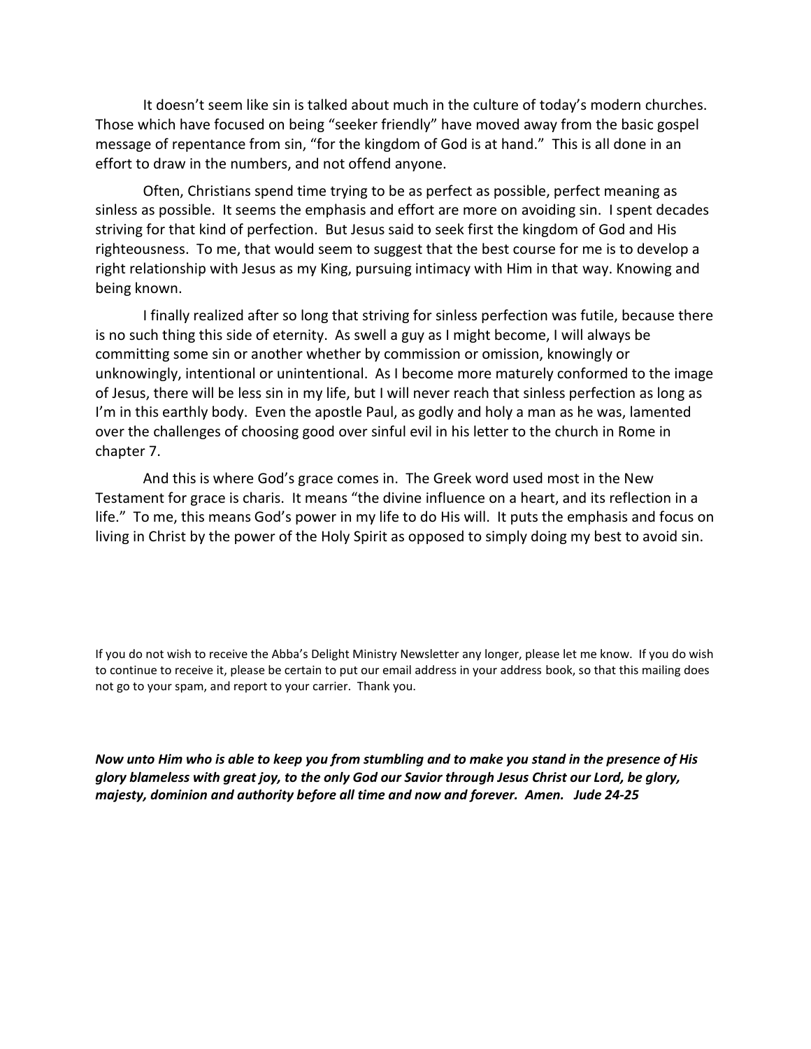It doesn't seem like sin is talked about much in the culture of today's modern churches. Those which have focused on being "seeker friendly" have moved away from the basic gospel message of repentance from sin, "for the kingdom of God is at hand." This is all done in an effort to draw in the numbers, and not offend anyone.

Often, Christians spend time trying to be as perfect as possible, perfect meaning as sinless as possible. It seems the emphasis and effort are more on avoiding sin. I spent decades striving for that kind of perfection. But Jesus said to seek first the kingdom of God and His righteousness. To me, that would seem to suggest that the best course for me is to develop a right relationship with Jesus as my King, pursuing intimacy with Him in that way. Knowing and being known.

I finally realized after so long that striving for sinless perfection was futile, because there is no such thing this side of eternity. As swell a guy as I might become, I will always be committing some sin or another whether by commission or omission, knowingly or unknowingly, intentional or unintentional. As I become more maturely conformed to the image of Jesus, there will be less sin in my life, but I will never reach that sinless perfection as long as I'm in this earthly body. Even the apostle Paul, as godly and holy a man as he was, lamented over the challenges of choosing good over sinful evil in his letter to the church in Rome in chapter 7.

And this is where God's grace comes in. The Greek word used most in the New Testament for grace is charis. It means "the divine influence on a heart, and its reflection in a life." To me, this means God's power in my life to do His will. It puts the emphasis and focus on living in Christ by the power of the Holy Spirit as opposed to simply doing my best to avoid sin.

If you do not wish to receive the Abba's Delight Ministry Newsletter any longer, please let me know. If you do wish to continue to receive it, please be certain to put our email address in your address book, so that this mailing does not go to your spam, and report to your carrier. Thank you.

***Now unto Him who is able to keep you from stumbling and to make you stand in the presence of His glory blameless with great joy, to the only God our Savior through Jesus Christ our Lord, be glory, majesty, dominion and authority before all time and now and forever. Amen. Jude 24-25***